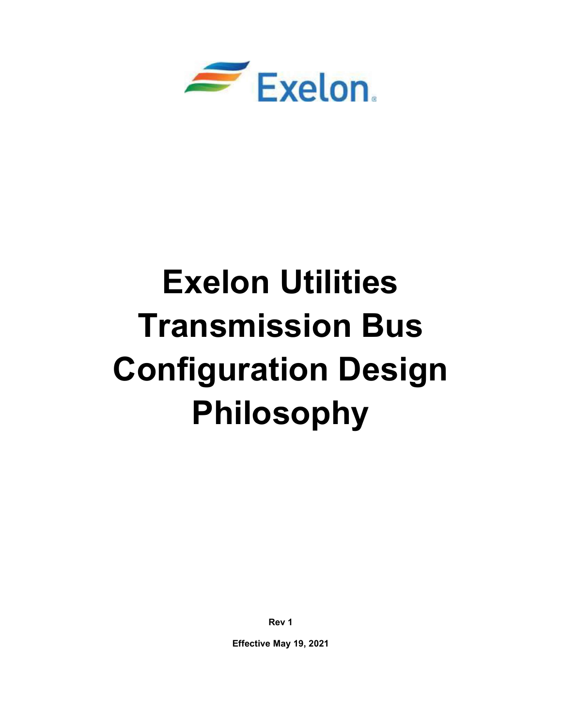Exelon.

# Exelon Utilities Transmission Bus Configuration Design Philosophy

**Rev 1**

**Effective May 19, 2021**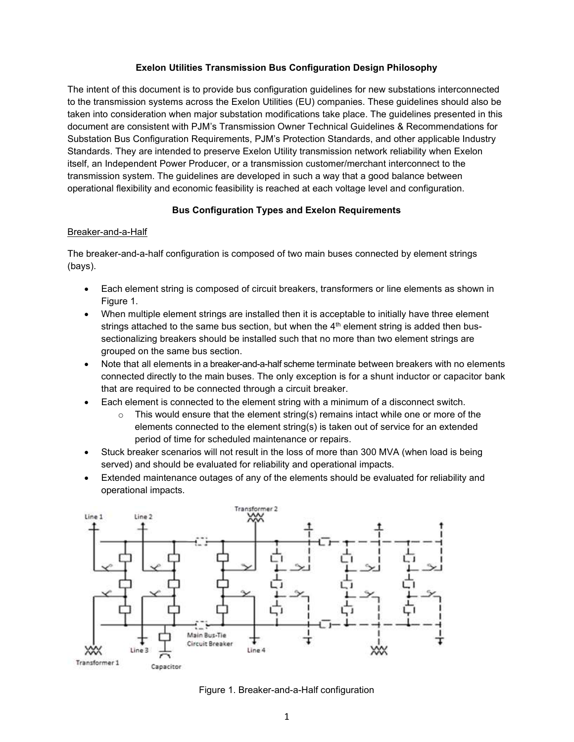**Exelon Utilities Transmission Bus Configuration Design Philosophy**

The intent of this document is to provide bus configuration guidelines for new substations interconnected to the transmission systems across the Exelon Utilities (EU) companies. These guidelines should also be taken into consideration when major substation modifications take place. The guidelines presented in this document are consistent with PJM's Transmission Owner Technical Guidelines & Recommendations for Substation Bus Configuration Requirements, PJM's Protection Standards, and other applicable Industry Standards. They are intended to preserve Exelon Utility transmission network reliability when Exelon itself, an Independent Power Producer, or a transmission customer/merchant interconnect to the transmission system. The guidelines are developed in such a way that a good balance between operational flexibility and economic feasibility is reached at each voltage level and configuration.

**Bus Configuration Types and Exelon Requirements**

Breaker-and-a-Half

The breaker-and-a-half configuration is composed of two main buses connected by element strings (bays).

- Each element string is composed of circuit breakers, transformers or line elements as shown in Figure 1.
- When multiple element strings are installed then it is acceptable to initially have three element strings attached to the same bus section, but when the 4th element string is added then bus-sectionalizing breakers should be installed such that no more than two element strings are grouped on the same bus section.
- Note that all elements in a breaker-and-a-half scheme terminate between breakers with no elements connected directly to the main buses. The only exception is for a shunt inductor or capacitor bank that are required to be connected through a circuit breaker.
- Each element is connected to the element string with a minimum of a disconnect switch.
  - This would ensure that the element string(s) remains intact while one or more of the elements connected to the element string(s) is taken out of service for an extended period of time for scheduled maintenance or repairs.
- Stuck breaker scenarios will not result in the loss of more than 300 MVA (when load is being served) and should be evaluated for reliability and operational impacts.
- Extended maintenance outages of any of the elements should be evaluated for reliability and operational impacts.

Figure 1. Breaker-and-a-Half configuration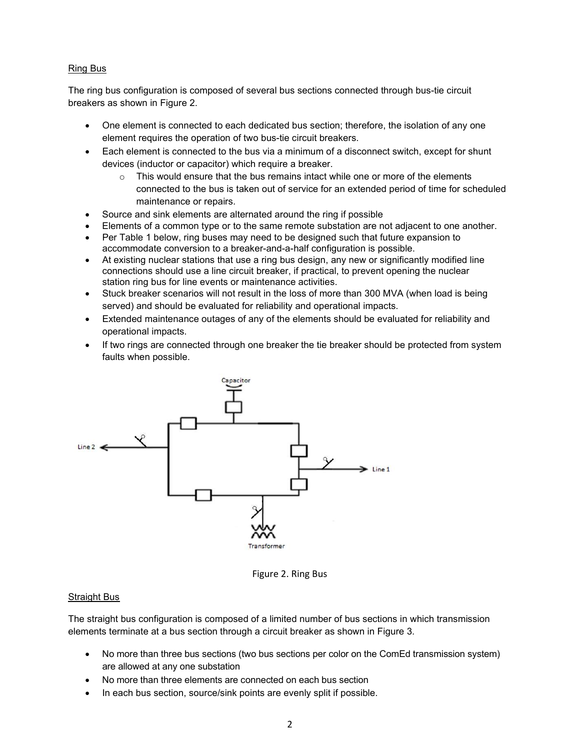Ring Bus

The ring bus configuration is composed of several bus sections connected through bus-tie circuit breakers as shown in Figure 2.

- One element is connected to each dedicated bus section; therefore, the isolation of any one element requires the operation of two bus-tie circuit breakers.
- Each element is connected to the bus via a minimum of a disconnect switch, except for shunt devices (inductor or capacitor) which require a breaker.
    - This would ensure that the bus remains intact while one or more of the elements connected to the bus is taken out of service for an extended period of time for scheduled maintenance or repairs.
- Source and sink elements are alternated around the ring if possible
- Elements of a common type or to the same remote substation are not adjacent to one another.
- Per Table 1 below, ring buses may need to be designed such that future expansion to accommodate conversion to a breaker-and-a-half configuration is possible.
- At existing nuclear stations that use a ring bus design, any new or significantly modified line connections should use a line circuit breaker, if practical, to prevent opening the nuclear station ring bus for line events or maintenance activities.
- Stuck breaker scenarios will not result in the loss of more than 300 MVA (when load is being served) and should be evaluated for reliability and operational impacts.
- Extended maintenance outages of any of the elements should be evaluated for reliability and operational impacts.
- If two rings are connected through one breaker the tie breaker should be protected from system faults when possible.

Figure 2. Ring Bus

Straight Bus

The straight bus configuration is composed of a limited number of bus sections in which transmission elements terminate at a bus section through a circuit breaker as shown in Figure 3.

- No more than three bus sections (two bus sections per color on the ComEd transmission system) are allowed at any one substation
- No more than three elements are connected on each bus section
- In each bus section, source/sink points are evenly split if possible.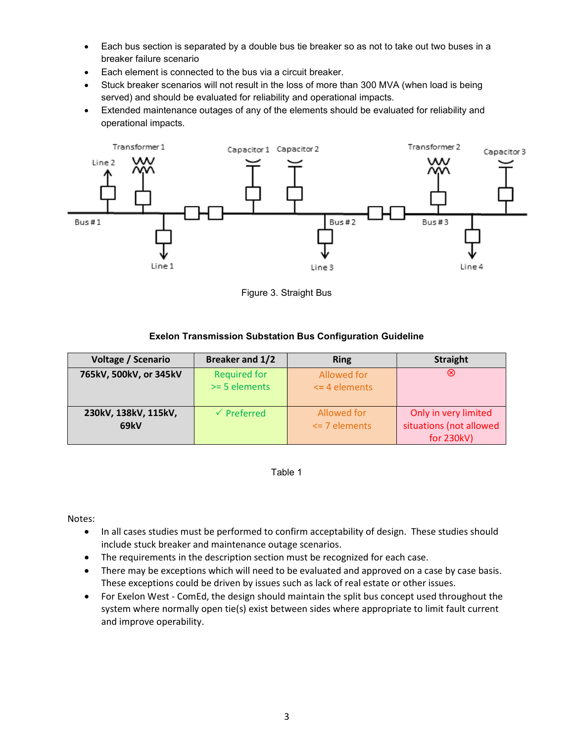- Each bus section is separated by a double bus tie breaker so as not to take out two buses in a breaker failure scenario
- Each element is connected to the bus via a circuit breaker.
- Stuck breaker scenarios will not result in the loss of more than 300 MVA (when load is being served) and should be evaluated for reliability and operational impacts.
- Extended maintenance outages of any of the elements should be evaluated for reliability and operational impacts.

Transformer 1
Line 2
Capacitor 1
Capacitor 2
Transformer 2
Capacitor 3
Bus #1
Bus #2
Bus #3
Line 1
Line 3
Line 4

Figure 3. Straight Bus

**Exelon Transmission Substation Bus Configuration Guideline**

| Voltage / Scenario | Breaker and 1/2 | Ring | Straight |
|---|---|---|---|
| **765kV, 500kV, or 345kV** | Required for >= 5 elements | Allowed for <= 4 elements | ⊗ |
| **230kV, 138kV, 115kV, 69kV** | ✓ Preferred | Allowed for <= 7 elements | Only in very limited situations (not allowed for 230kV) |

Table 1

Notes:

- In all cases studies must be performed to confirm acceptability of design. These studies should include stuck breaker and maintenance outage scenarios.
- The requirements in the description section must be recognized for each case.
- There may be exceptions which will need to be evaluated and approved on a case by case basis. These exceptions could be driven by issues such as lack of real estate or other issues.
- For Exelon West - ComEd, the design should maintain the split bus concept used throughout the system where normally open tie(s) exist between sides where appropriate to limit fault current and improve operability.